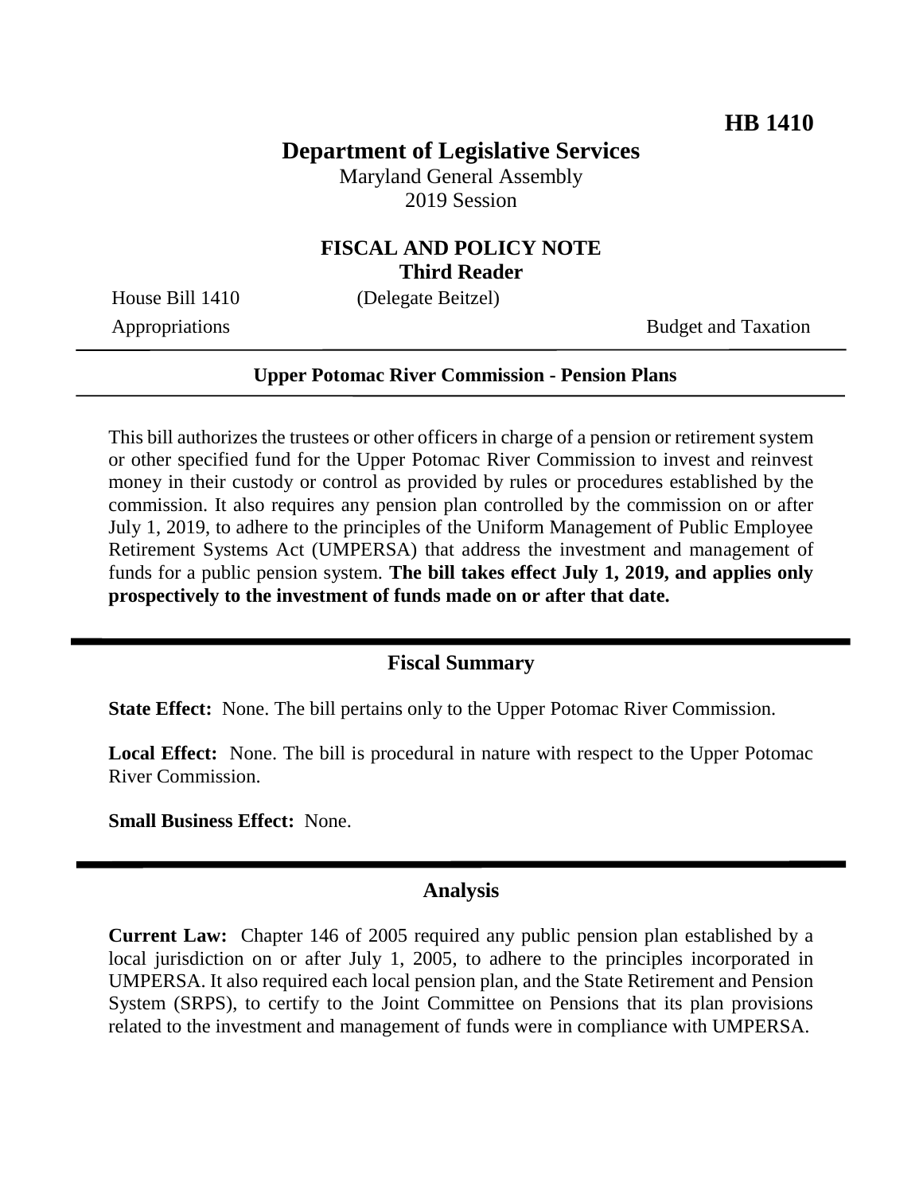**HB 1410**

# Department of Legislative Services

Maryland General Assembly
2019 Session

## FISCAL AND POLICY NOTE
## Third Reader

House Bill 1410 (Delegate Beitzel)

Appropriations Budget and Taxation

---

**Upper Potomac River Commission - Pension Plans**

---

This bill authorizes the trustees or other officers in charge of a pension or retirement system or other specified fund for the Upper Potomac River Commission to invest and reinvest money in their custody or control as provided by rules or procedures established by the commission. It also requires any pension plan controlled by the commission on or after July 1, 2019, to adhere to the principles of the Uniform Management of Public Employee Retirement Systems Act (UMPERSA) that address the investment and management of funds for a public pension system. **The bill takes effect July 1, 2019, and applies only prospectively to the investment of funds made on or after that date.**

## Fiscal Summary

**State Effect:** None. The bill pertains only to the Upper Potomac River Commission.

**Local Effect:** None. The bill is procedural in nature with respect to the Upper Potomac River Commission.

**Small Business Effect:** None.

## Analysis

**Current Law:** Chapter 146 of 2005 required any public pension plan established by a local jurisdiction on or after July 1, 2005, to adhere to the principles incorporated in UMPERSA. It also required each local pension plan, and the State Retirement and Pension System (SRPS), to certify to the Joint Committee on Pensions that its plan provisions related to the investment and management of funds were in compliance with UMPERSA.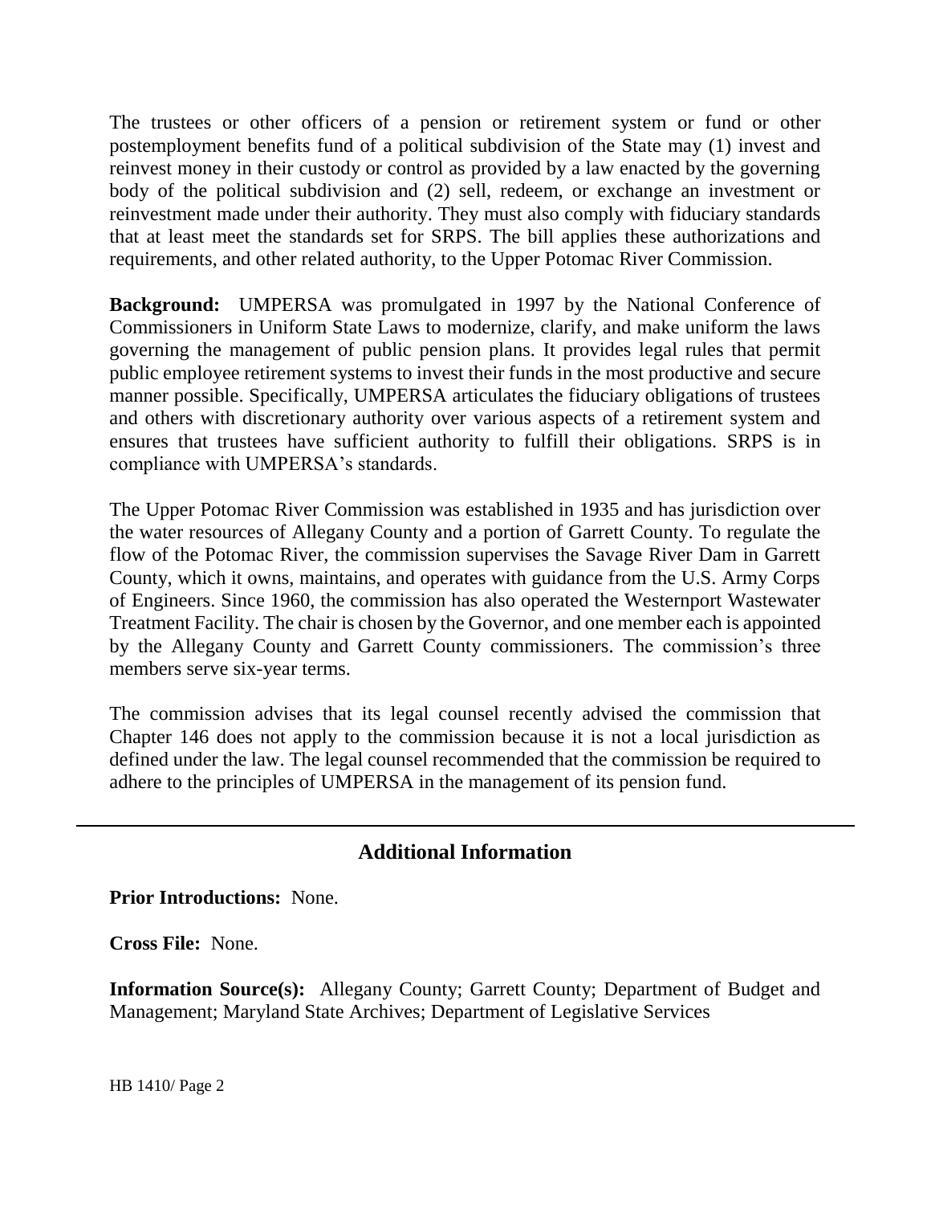The trustees or other officers of a pension or retirement system or fund or other postemployment benefits fund of a political subdivision of the State may (1) invest and reinvest money in their custody or control as provided by a law enacted by the governing body of the political subdivision and (2) sell, redeem, or exchange an investment or reinvestment made under their authority. They must also comply with fiduciary standards that at least meet the standards set for SRPS. The bill applies these authorizations and requirements, and other related authority, to the Upper Potomac River Commission.

**Background:** UMPERSA was promulgated in 1997 by the National Conference of Commissioners in Uniform State Laws to modernize, clarify, and make uniform the laws governing the management of public pension plans. It provides legal rules that permit public employee retirement systems to invest their funds in the most productive and secure manner possible. Specifically, UMPERSA articulates the fiduciary obligations of trustees and others with discretionary authority over various aspects of a retirement system and ensures that trustees have sufficient authority to fulfill their obligations. SRPS is in compliance with UMPERSA's standards.

The Upper Potomac River Commission was established in 1935 and has jurisdiction over the water resources of Allegany County and a portion of Garrett County. To regulate the flow of the Potomac River, the commission supervises the Savage River Dam in Garrett County, which it owns, maintains, and operates with guidance from the U.S. Army Corps of Engineers. Since 1960, the commission has also operated the Westernport Wastewater Treatment Facility. The chair is chosen by the Governor, and one member each is appointed by the Allegany County and Garrett County commissioners. The commission's three members serve six-year terms.

The commission advises that its legal counsel recently advised the commission that Chapter 146 does not apply to the commission because it is not a local jurisdiction as defined under the law. The legal counsel recommended that the commission be required to adhere to the principles of UMPERSA in the management of its pension fund.

## Additional Information

**Prior Introductions:** None.

**Cross File:** None.

**Information Source(s):** Allegany County; Garrett County; Department of Budget and Management; Maryland State Archives; Department of Legislative Services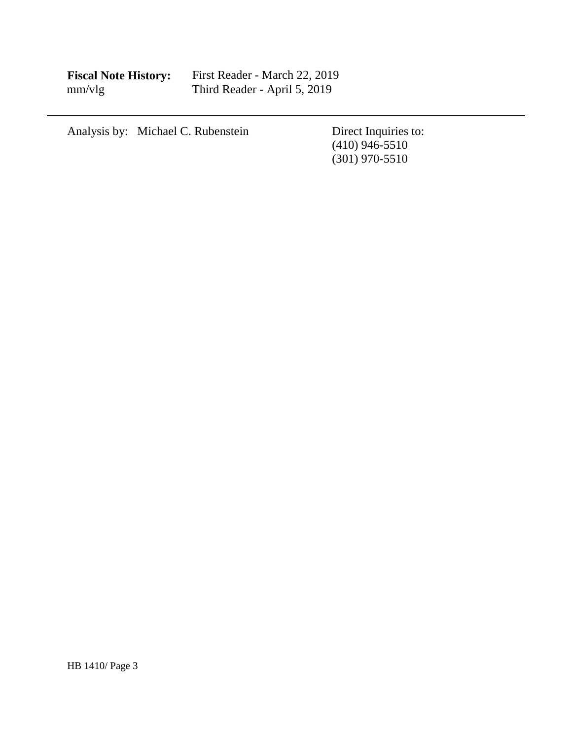| | |
|---|---|
| **Fiscal Note History:** | First Reader - March 22, 2019 |
| mm/vlg | Third Reader - April 5, 2019 |

---

Analysis by: Michael C. Rubenstein

Direct Inquiries to:
(410) 946-5510
(301) 970-5510